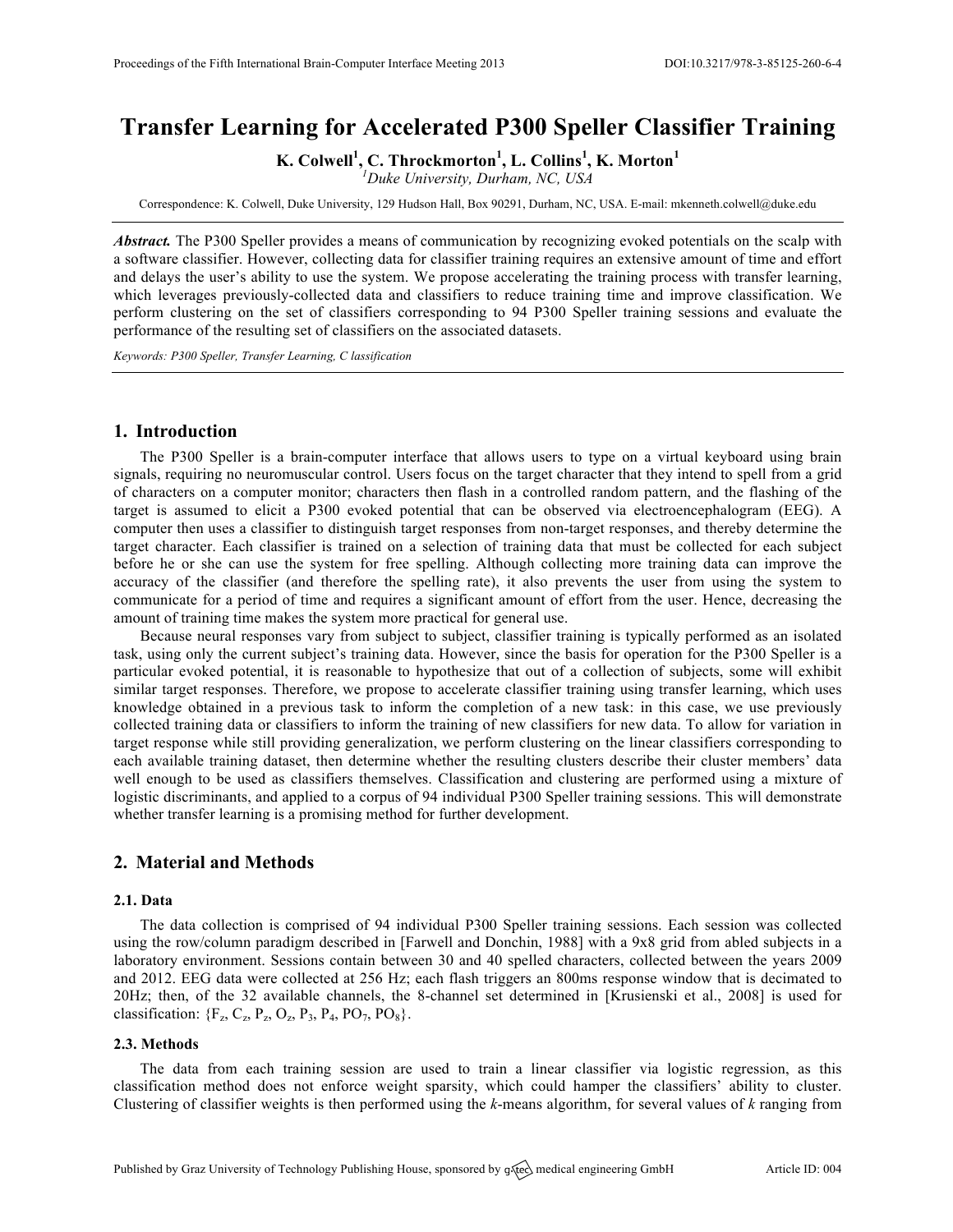# Transfer Learning for Accelerated P300 Speller Classifier Training

**K. Colwell[1], C. Throckmorton[1], L. Collins[1], K. Morton[1]**

[1]*Duke University, Durham, NC, USA*

Correspondence: K. Colwell, Duke University, 129 Hudson Hall, Box 90291, Durham, NC, USA. E-mail: mkenneth.colwell@duke.edu

***Abstract.*** The P300 Speller provides a means of communication by recognizing evoked potentials on the scalp with a software classifier. However, collecting data for classifier training requires an extensive amount of time and effort and delays the user's ability to use the system. We propose accelerating the training process with transfer learning, which leverages previously-collected data and classifiers to reduce training time and improve classification. We perform clustering on the set of classifiers corresponding to 94 P300 Speller training sessions and evaluate the performance of the resulting set of classifiers on the associated datasets.

*Keywords: P300 Speller, Transfer Learning, C lassification*

## 1. Introduction

The P300 Speller is a brain-computer interface that allows users to type on a virtual keyboard using brain signals, requiring no neuromuscular control. Users focus on the target character that they intend to spell from a grid of characters on a computer monitor; characters then flash in a controlled random pattern, and the flashing of the target is assumed to elicit a P300 evoked potential that can be observed via electroencephalogram (EEG). A computer then uses a classifier to distinguish target responses from non-target responses, and thereby determine the target character. Each classifier is trained on a selection of training data that must be collected for each subject before he or she can use the system for free spelling. Although collecting more training data can improve the accuracy of the classifier (and therefore the spelling rate), it also prevents the user from using the system to communicate for a period of time and requires a significant amount of effort from the user. Hence, decreasing the amount of training time makes the system more practical for general use.

Because neural responses vary from subject to subject, classifier training is typically performed as an isolated task, using only the current subject's training data. However, since the basis for operation for the P300 Speller is a particular evoked potential, it is reasonable to hypothesize that out of a collection of subjects, some will exhibit similar target responses. Therefore, we propose to accelerate classifier training using transfer learning, which uses knowledge obtained in a previous task to inform the completion of a new task: in this case, we use previously collected training data or classifiers to inform the training of new classifiers for new data. To allow for variation in target response while still providing generalization, we perform clustering on the linear classifiers corresponding to each available training dataset, then determine whether the resulting clusters describe their cluster members' data well enough to be used as classifiers themselves. Classification and clustering are performed using a mixture of logistic discriminants, and applied to a corpus of 94 individual P300 Speller training sessions. This will demonstrate whether transfer learning is a promising method for further development.

## 2. Material and Methods

### 2.1. Data

The data collection is comprised of 94 individual P300 Speller training sessions. Each session was collected using the row/column paradigm described in [Farwell and Donchin, 1988] with a 9x8 grid from abled subjects in a laboratory environment. Sessions contain between 30 and 40 spelled characters, collected between the years 2009 and 2012. EEG data were collected at 256 Hz; each flash triggers an 800ms response window that is decimated to 20Hz; then, of the 32 available channels, the 8-channel set determined in [Krusienski et al., 2008] is used for classification: {$F_z$, $C_z$, $P_z$, $O_z$, $P_3$, $P_4$, $PO_7$, $PO_8$}.

### 2.3. Methods

The data from each training session are used to train a linear classifier via logistic regression, as this classification method does not enforce weight sparsity, which could hamper the classifiers' ability to cluster. Clustering of classifier weights is then performed using the *k*-means algorithm, for several values of *k* ranging from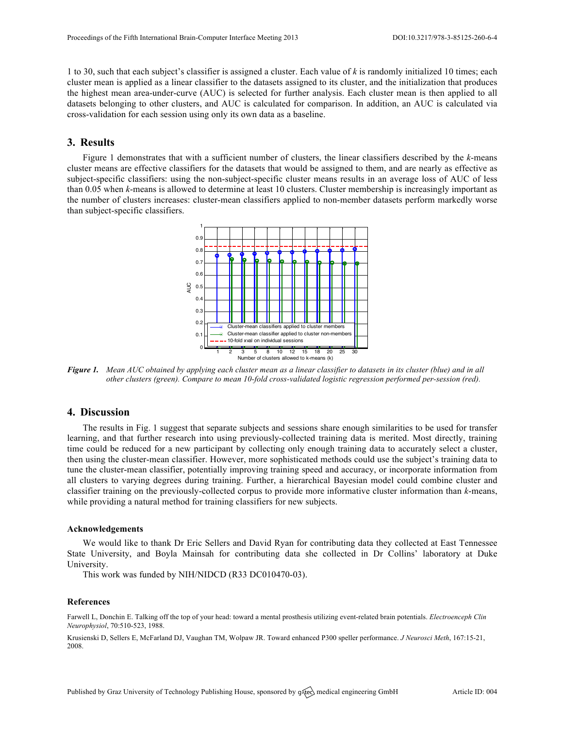1 to 30, such that each subject's classifier is assigned a cluster. Each value of $k$ is randomly initialized 10 times; each cluster mean is applied as a linear classifier to the datasets assigned to its cluster, and the initialization that produces the highest mean area-under-curve (AUC) is selected for further analysis. Each cluster mean is then applied to all datasets belonging to other clusters, and AUC is calculated for comparison. In addition, an AUC is calculated via cross-validation for each session using only its own data as a baseline.

## 3. Results

Figure 1 demonstrates that with a sufficient number of clusters, the linear classifiers described by the $k$-means cluster means are effective classifiers for the datasets that would be assigned to them, and are nearly as effective as subject-specific classifiers: using the non-subject-specific cluster means results in an average loss of AUC of less than 0.05 when $k$-means is allowed to determine at least 10 clusters. Cluster membership is increasingly important as the number of clusters increases: cluster-mean classifiers applied to non-member datasets perform markedly worse than subject-specific classifiers.

AUC
1
0.9
0.8
0.7
0.6
0.5
0.4
0.3
0.2
0.1
0
1 2 3 5 8 10 12 15 18 20 25 30
Number of clusters allowed to k-means (k)
Cluster-mean classifiers applied to cluster members
Cluster-mean classifier applied to cluster non-members
10-fold xval on individual sessions

***Figure 1.*** *Mean AUC obtained by applying each cluster mean as a linear classifier to datasets in its cluster (blue) and in all other clusters (green). Compare to mean 10-fold cross-validated logistic regression performed per-session (red).*

## 4. Discussion

The results in Fig. 1 suggest that separate subjects and sessions share enough similarities to be used for transfer learning, and that further research into using previously-collected training data is merited. Most directly, training time could be reduced for a new participant by collecting only enough training data to accurately select a cluster, then using the cluster-mean classifier. However, more sophisticated methods could use the subject's training data to tune the cluster-mean classifier, potentially improving training speed and accuracy, or incorporate information from all clusters to varying degrees during training. Further, a hierarchical Bayesian model could combine cluster and classifier training on the previously-collected corpus to provide more informative cluster information than $k$-means, while providing a natural method for training classifiers for new subjects.

### Acknowledgements

We would like to thank Dr Eric Sellers and David Ryan for contributing data they collected at East Tennessee State University, and Boyla Mainsah for contributing data she collected in Dr Collins' laboratory at Duke University.

This work was funded by NIH/NIDCD (R33 DC010470-03).

### References

Farwell L, Donchin E. Talking off the top of your head: toward a mental prosthesis utilizing event-related brain potentials. *Electroenceph Clin Neurophysiol*, 70:510-523, 1988.

Krusienski D, Sellers E, McFarland DJ, Vaughan TM, Wolpaw JR. Toward enhanced P300 speller performance. *J Neurosci Meth*, 167:15-21, 2008.